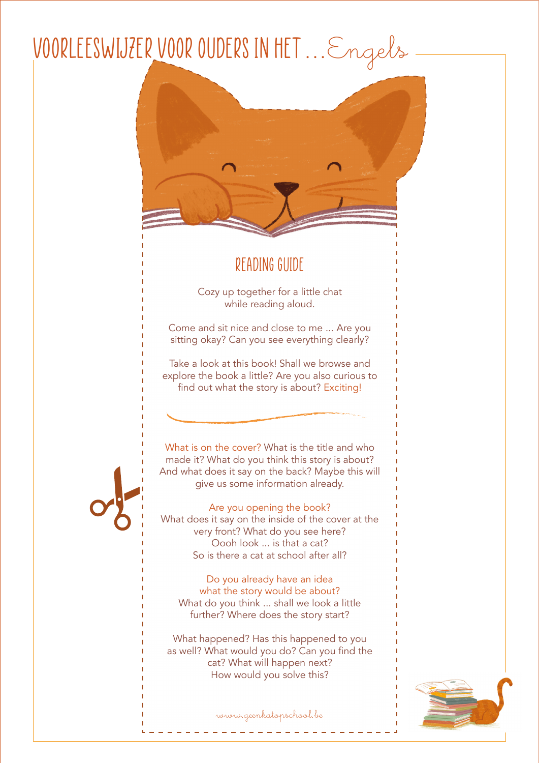# VOORLEESWIJZER VOOR OUDERS IN HET ... Engels

## READING GUIDE

Cozy up together for a little chat while reading aloud.

Come and sit nice and close to me ... Are you sitting okay? Can you see everything clearly?

Take a look at this book! Shall we browse and explore the book a little? Are you also curious to find out what the story is about? Exciting!

What is on the cover? What is the title and who made it? What do you think this story is about? And what does it say on the back? Maybe this will give us some information already.

Are you opening the book?
What does it say on the inside of the cover at the very front? What do you see here?
Oooh look ... is that a cat?
So is there a cat at school after all?

Do you already have an idea what the story would be about?
What do you think ... shall we look a little further? Where does the story start?

What happened? Has this happened to you as well? What would you do? Can you find the cat? What will happen next?
How would you solve this?

www.geenkatopschool.be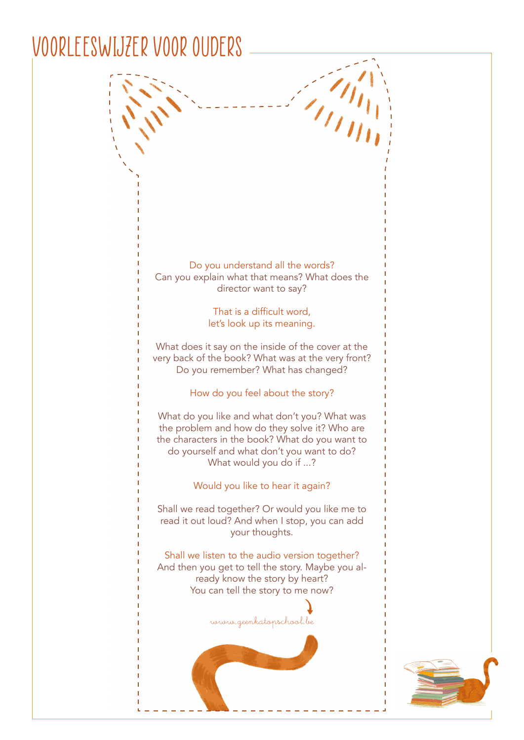# VOORLEESWIJZER VOOR OUDERS

Do you understand all the words?
Can you explain what that means? What does the director want to say?

That is a difficult word,
let's look up its meaning.

What does it say on the inside of the cover at the very back of the book? What was at the very front? Do you remember? What has changed?

How do you feel about the story?

What do you like and what don't you? What was the problem and how do they solve it? Who are the characters in the book? What do you want to do yourself and what don't you want to do? What would you do if ...?

Would you like to hear it again?

Shall we read together? Or would you like me to read it out loud? And when I stop, you can add your thoughts.

Shall we listen to the audio version together?
And then you get to tell the story. Maybe you already know the story by heart?
You can tell the story to me now?

www.geenkatopschool.be